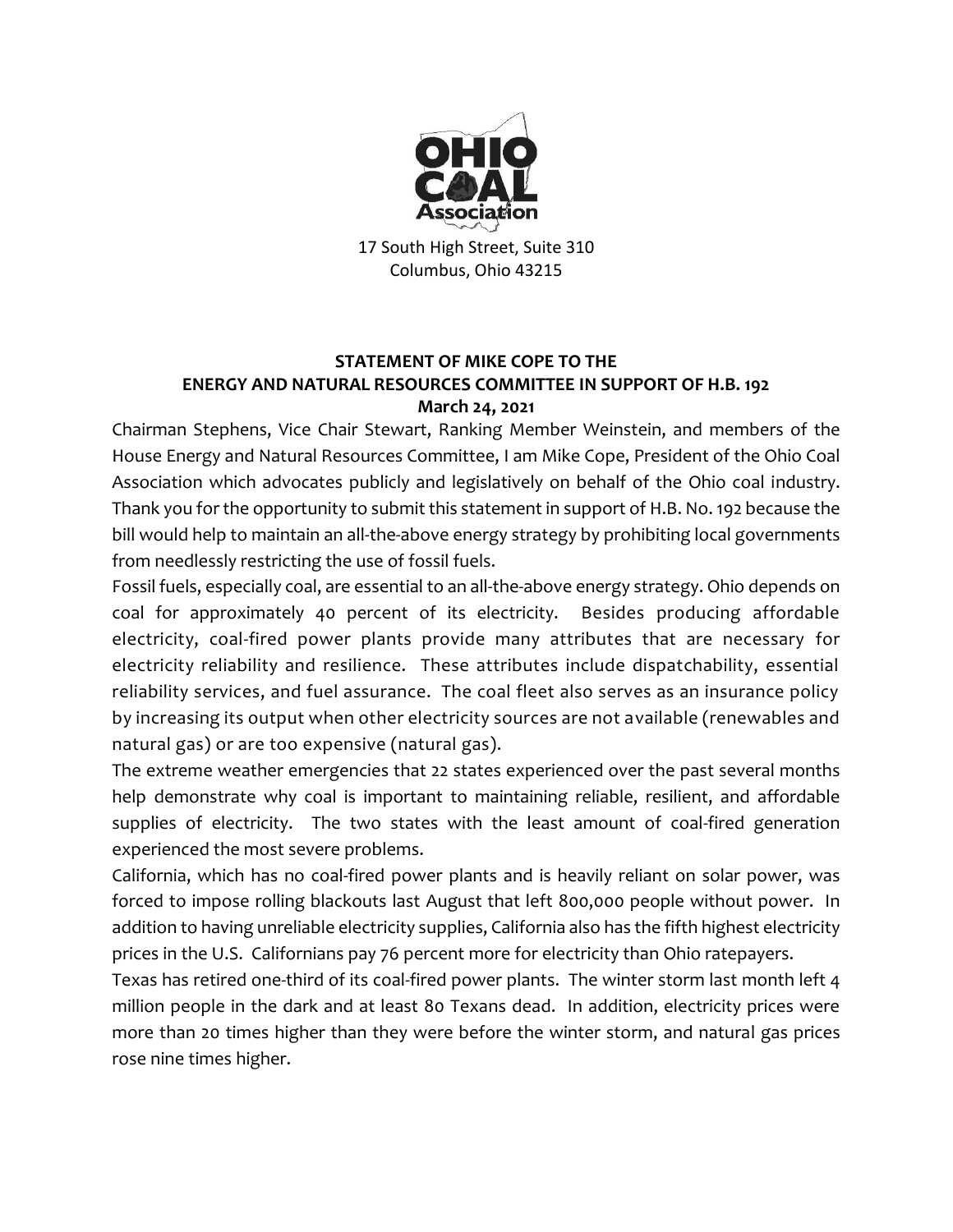OHIO COAL Association

17 South High Street, Suite 310
Columbus, Ohio 43215

**STATEMENT OF MIKE COPE TO THE**
**ENERGY AND NATURAL RESOURCES COMMITTEE IN SUPPORT OF H.B. 192**
**March 24, 2021**

Chairman Stephens, Vice Chair Stewart, Ranking Member Weinstein, and members of the House Energy and Natural Resources Committee, I am Mike Cope, President of the Ohio Coal Association which advocates publicly and legislatively on behalf of the Ohio coal industry. Thank you for the opportunity to submit this statement in support of H.B. No. 192 because the bill would help to maintain an all-the-above energy strategy by prohibiting local governments from needlessly restricting the use of fossil fuels.

Fossil fuels, especially coal, are essential to an all-the-above energy strategy. Ohio depends on coal for approximately 40 percent of its electricity. Besides producing affordable electricity, coal-fired power plants provide many attributes that are necessary for electricity reliability and resilience. These attributes include dispatchability, essential reliability services, and fuel assurance. The coal fleet also serves as an insurance policy by increasing its output when other electricity sources are not available (renewables and natural gas) or are too expensive (natural gas).

The extreme weather emergencies that 22 states experienced over the past several months help demonstrate why coal is important to maintaining reliable, resilient, and affordable supplies of electricity. The two states with the least amount of coal-fired generation experienced the most severe problems.

California, which has no coal-fired power plants and is heavily reliant on solar power, was forced to impose rolling blackouts last August that left 800,000 people without power. In addition to having unreliable electricity supplies, California also has the fifth highest electricity prices in the U.S. Californians pay 76 percent more for electricity than Ohio ratepayers.

Texas has retired one-third of its coal-fired power plants. The winter storm last month left 4 million people in the dark and at least 80 Texans dead. In addition, electricity prices were more than 20 times higher than they were before the winter storm, and natural gas prices rose nine times higher.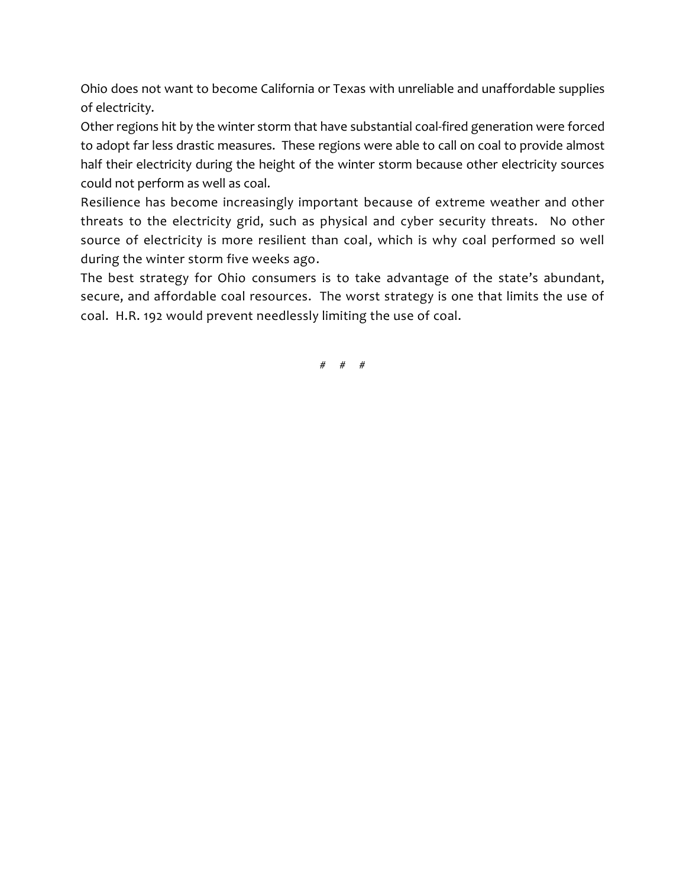Ohio does not want to become California or Texas with unreliable and unaffordable supplies of electricity.

Other regions hit by the winter storm that have substantial coal-fired generation were forced to adopt far less drastic measures. These regions were able to call on coal to provide almost half their electricity during the height of the winter storm because other electricity sources could not perform as well as coal.

Resilience has become increasingly important because of extreme weather and other threats to the electricity grid, such as physical and cyber security threats. No other source of electricity is more resilient than coal, which is why coal performed so well during the winter storm five weeks ago.

The best strategy for Ohio consumers is to take advantage of the state's abundant, secure, and affordable coal resources. The worst strategy is one that limits the use of coal. H.R. 192 would prevent needlessly limiting the use of coal.

# # #